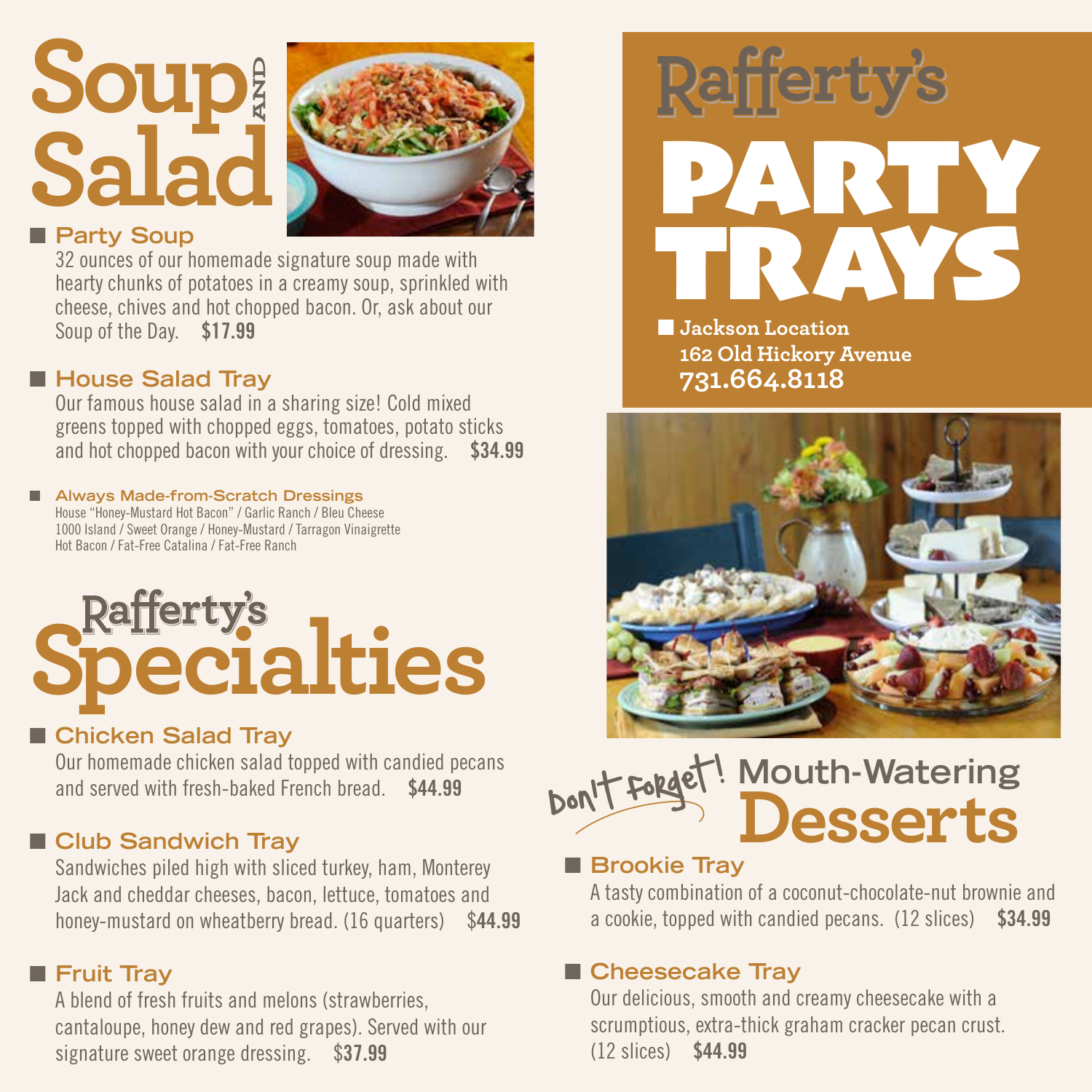# Soup AND Salad

## Party Soup

32 ounces of our homemade signature soup made with hearty chunks of potatoes in a creamy soup, sprinkled with cheese, chives and hot chopped bacon. Or, ask about our Soup of the Day. **$17.99**

## House Salad Tray

Our famous house salad in a sharing size! Cold mixed greens topped with chopped eggs, tomatoes, potato sticks and hot chopped bacon with your choice of dressing. **$34.99**

### Always Made-from-Scratch Dressings

House "Honey-Mustard Hot Bacon" / Garlic Ranch / Bleu Cheese
1000 Island / Sweet Orange / Honey-Mustard / Tarragon Vinaigrette
Hot Bacon / Fat-Free Catalina / Fat-Free Ranch

# Rafferty's Specialties

## Chicken Salad Tray

Our homemade chicken salad topped with candied pecans and served with fresh-baked French bread. **$44.99**

## Club Sandwich Tray

Sandwiches piled high with sliced turkey, ham, Monterey Jack and cheddar cheeses, bacon, lettuce, tomatoes and honey-mustard on wheatberry bread. (16 quarters) **$44.99**

## Fruit Tray

A blend of fresh fruits and melons (strawberries, cantaloupe, honey dew and red grapes). Served with our signature sweet orange dressing. **$37.99**

# Rafferty's PARTY TRAYS

**Jackson Location**
**162 Old Hickory Avenue**
**731.664.8118**

# Don't Forget! Mouth-Watering Desserts

## Brookie Tray

A tasty combination of a coconut-chocolate-nut brownie and a cookie, topped with candied pecans. (12 slices) **$34.99**

## Cheesecake Tray

Our delicious, smooth and creamy cheesecake with a scrumptious, extra-thick graham cracker pecan crust. (12 slices) **$44.99**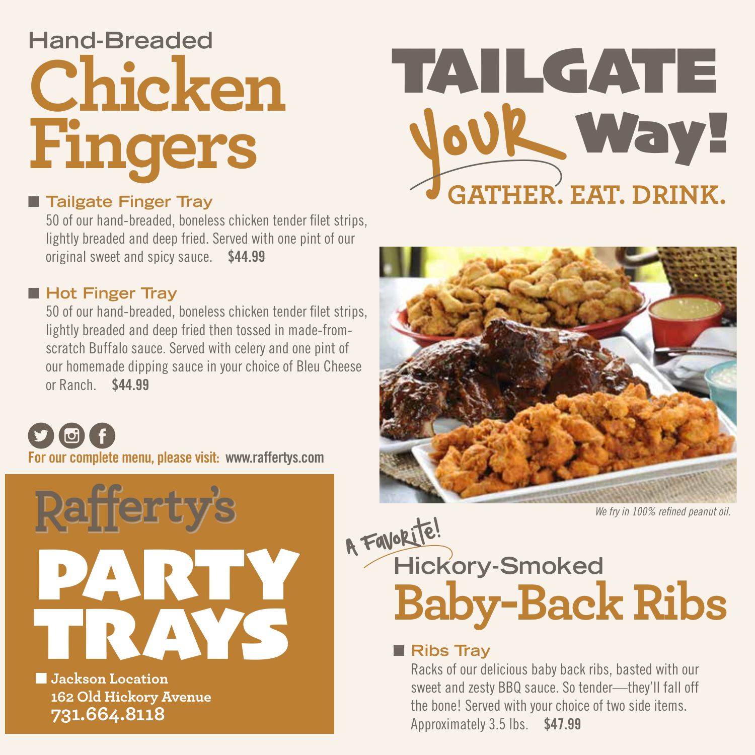# Hand-Breaded Chicken Fingers

### Tailgate Finger Tray

50 of our hand-breaded, boneless chicken tender filet strips, lightly breaded and deep fried. Served with one pint of our original sweet and spicy sauce. **$44.99**

### Hot Finger Tray

50 of our hand-breaded, boneless chicken tender filet strips, lightly breaded and deep fried then tossed in made-from-scratch Buffalo sauce. Served with celery and one pint of our homemade dipping sauce in your choice of Bleu Cheese or Ranch. **$44.99**

For our complete menu, please visit: **www.raffertys.com**

# Rafferty's PARTY TRAYS

**Jackson Location**
**162 Old Hickory Avenue**
**731.664.8118**

# TAILGATE Your Way!

## GATHER. EAT. DRINK.

*We fry in 100% refined peanut oil.*

A Favorite!

# Hickory-Smoked Baby-Back Ribs

### Ribs Tray

Racks of our delicious baby back ribs, basted with our sweet and zesty BBQ sauce. So tender—they'll fall off the bone! Served with your choice of two side items. Approximately 3.5 lbs. **$47.99**